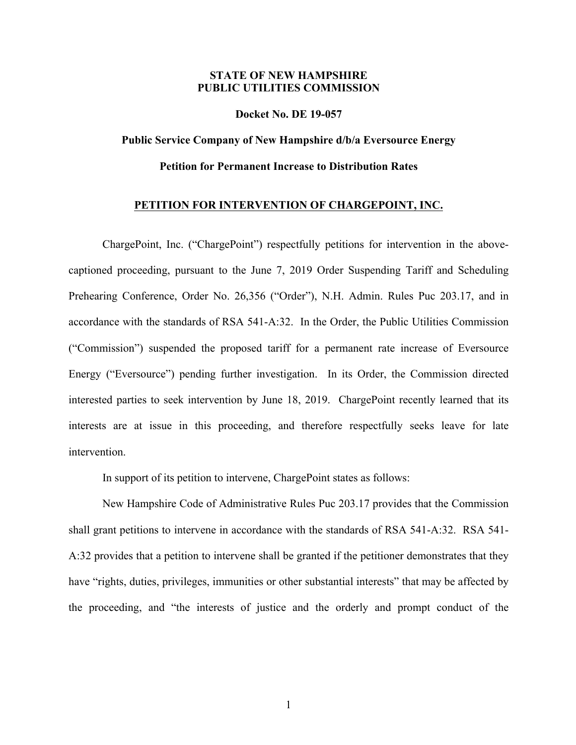**STATE OF NEW HAMPSHIRE**
**PUBLIC UTILITIES COMMISSION**

**Docket No. DE 19-057**

**Public Service Company of New Hampshire d/b/a Eversource Energy**

**Petition for Permanent Increase to Distribution Rates**

## PETITION FOR INTERVENTION OF CHARGEPOINT, INC.

ChargePoint, Inc. ("ChargePoint") respectfully petitions for intervention in the above-captioned proceeding, pursuant to the June 7, 2019 Order Suspending Tariff and Scheduling Prehearing Conference, Order No. 26,356 ("Order"), N.H. Admin. Rules Puc 203.17, and in accordance with the standards of RSA 541-A:32. In the Order, the Public Utilities Commission ("Commission") suspended the proposed tariff for a permanent rate increase of Eversource Energy ("Eversource") pending further investigation. In its Order, the Commission directed interested parties to seek intervention by June 18, 2019. ChargePoint recently learned that its interests are at issue in this proceeding, and therefore respectfully seeks leave for late intervention.

In support of its petition to intervene, ChargePoint states as follows:

New Hampshire Code of Administrative Rules Puc 203.17 provides that the Commission shall grant petitions to intervene in accordance with the standards of RSA 541-A:32. RSA 541-A:32 provides that a petition to intervene shall be granted if the petitioner demonstrates that they have "rights, duties, privileges, immunities or other substantial interests" that may be affected by the proceeding, and "the interests of justice and the orderly and prompt conduct of the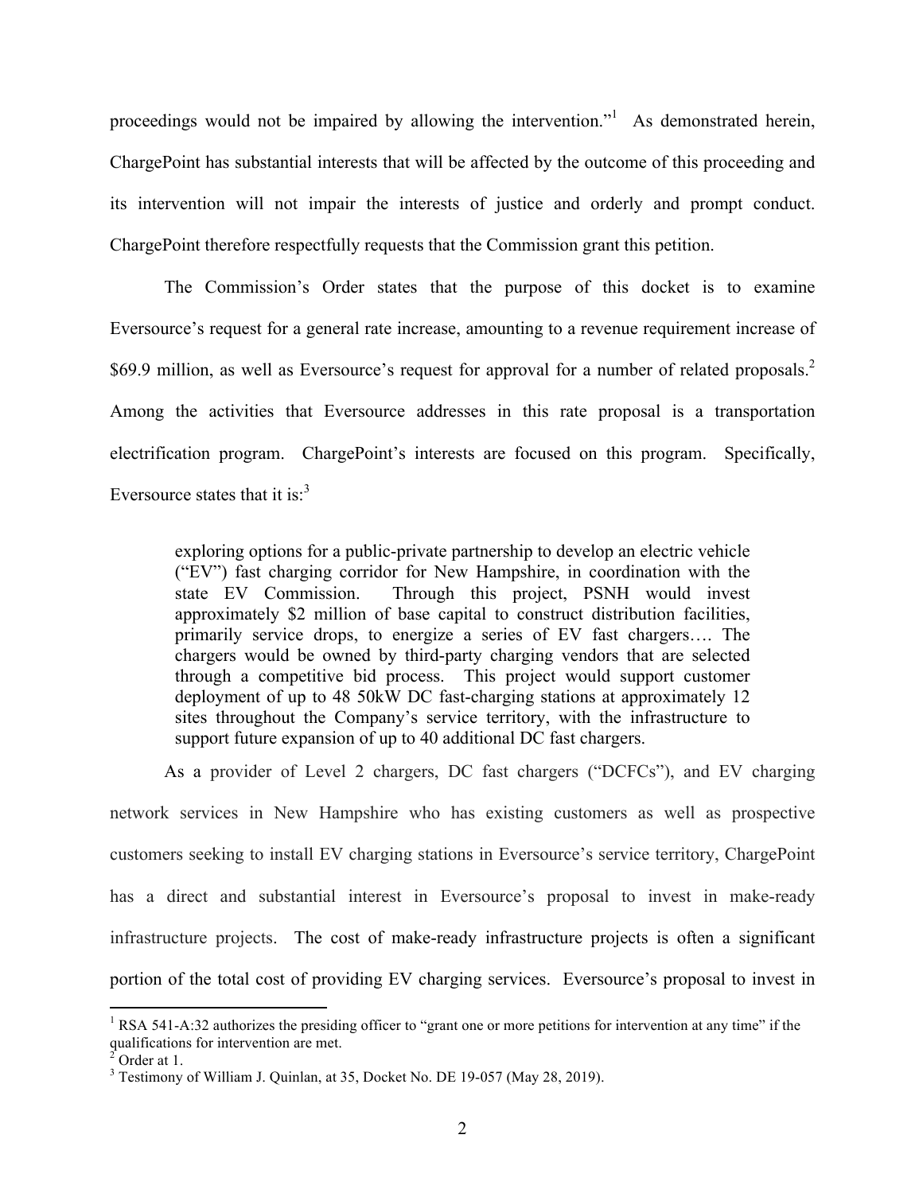proceedings would not be impaired by allowing the intervention."[1] As demonstrated herein, ChargePoint has substantial interests that will be affected by the outcome of this proceeding and its intervention will not impair the interests of justice and orderly and prompt conduct. ChargePoint therefore respectfully requests that the Commission grant this petition.

The Commission's Order states that the purpose of this docket is to examine Eversource's request for a general rate increase, amounting to a revenue requirement increase of $69.9 million, as well as Eversource's request for approval for a number of related proposals.[2] Among the activities that Eversource addresses in this rate proposal is a transportation electrification program. ChargePoint's interests are focused on this program. Specifically, Eversource states that it is:[3]

> exploring options for a public-private partnership to develop an electric vehicle ("EV") fast charging corridor for New Hampshire, in coordination with the state EV Commission. Through this project, PSNH would invest approximately $2 million of base capital to construct distribution facilities, primarily service drops, to energize a series of EV fast chargers…. The chargers would be owned by third-party charging vendors that are selected through a competitive bid process. This project would support customer deployment of up to 48 50kW DC fast-charging stations at approximately 12 sites throughout the Company's service territory, with the infrastructure to support future expansion of up to 40 additional DC fast chargers.

As a provider of Level 2 chargers, DC fast chargers ("DCFCs"), and EV charging network services in New Hampshire who has existing customers as well as prospective customers seeking to install EV charging stations in Eversource's service territory, ChargePoint has a direct and substantial interest in Eversource's proposal to invest in make-ready infrastructure projects. The cost of make-ready infrastructure projects is often a significant portion of the total cost of providing EV charging services. Eversource's proposal to invest in

---

[1] RSA 541-A:32 authorizes the presiding officer to "grant one or more petitions for intervention at any time" if the qualifications for intervention are met.

[2] Order at 1.

[3] Testimony of William J. Quinlan, at 35, Docket No. DE 19-057 (May 28, 2019).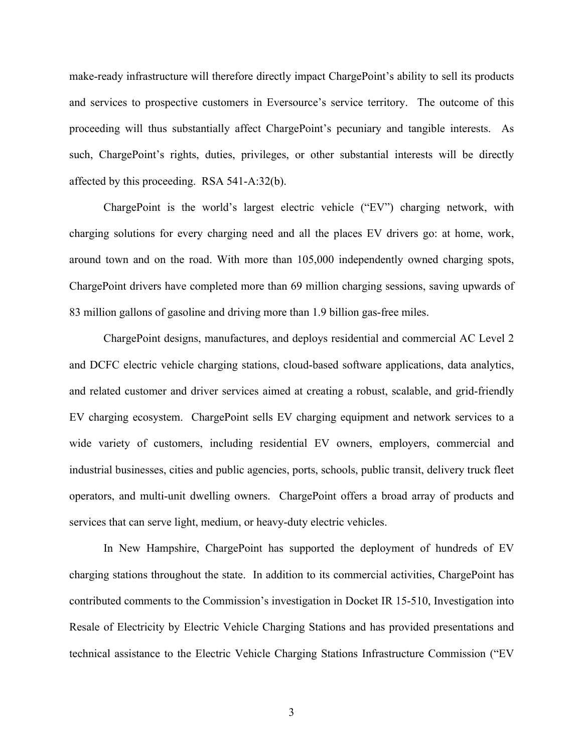make-ready infrastructure will therefore directly impact ChargePoint's ability to sell its products and services to prospective customers in Eversource's service territory. The outcome of this proceeding will thus substantially affect ChargePoint's pecuniary and tangible interests. As such, ChargePoint's rights, duties, privileges, or other substantial interests will be directly affected by this proceeding. RSA 541-A:32(b).

ChargePoint is the world's largest electric vehicle ("EV") charging network, with charging solutions for every charging need and all the places EV drivers go: at home, work, around town and on the road. With more than 105,000 independently owned charging spots, ChargePoint drivers have completed more than 69 million charging sessions, saving upwards of 83 million gallons of gasoline and driving more than 1.9 billion gas-free miles.

ChargePoint designs, manufactures, and deploys residential and commercial AC Level 2 and DCFC electric vehicle charging stations, cloud-based software applications, data analytics, and related customer and driver services aimed at creating a robust, scalable, and grid-friendly EV charging ecosystem. ChargePoint sells EV charging equipment and network services to a wide variety of customers, including residential EV owners, employers, commercial and industrial businesses, cities and public agencies, ports, schools, public transit, delivery truck fleet operators, and multi-unit dwelling owners. ChargePoint offers a broad array of products and services that can serve light, medium, or heavy-duty electric vehicles.

In New Hampshire, ChargePoint has supported the deployment of hundreds of EV charging stations throughout the state. In addition to its commercial activities, ChargePoint has contributed comments to the Commission's investigation in Docket IR 15-510, Investigation into Resale of Electricity by Electric Vehicle Charging Stations and has provided presentations and technical assistance to the Electric Vehicle Charging Stations Infrastructure Commission ("EV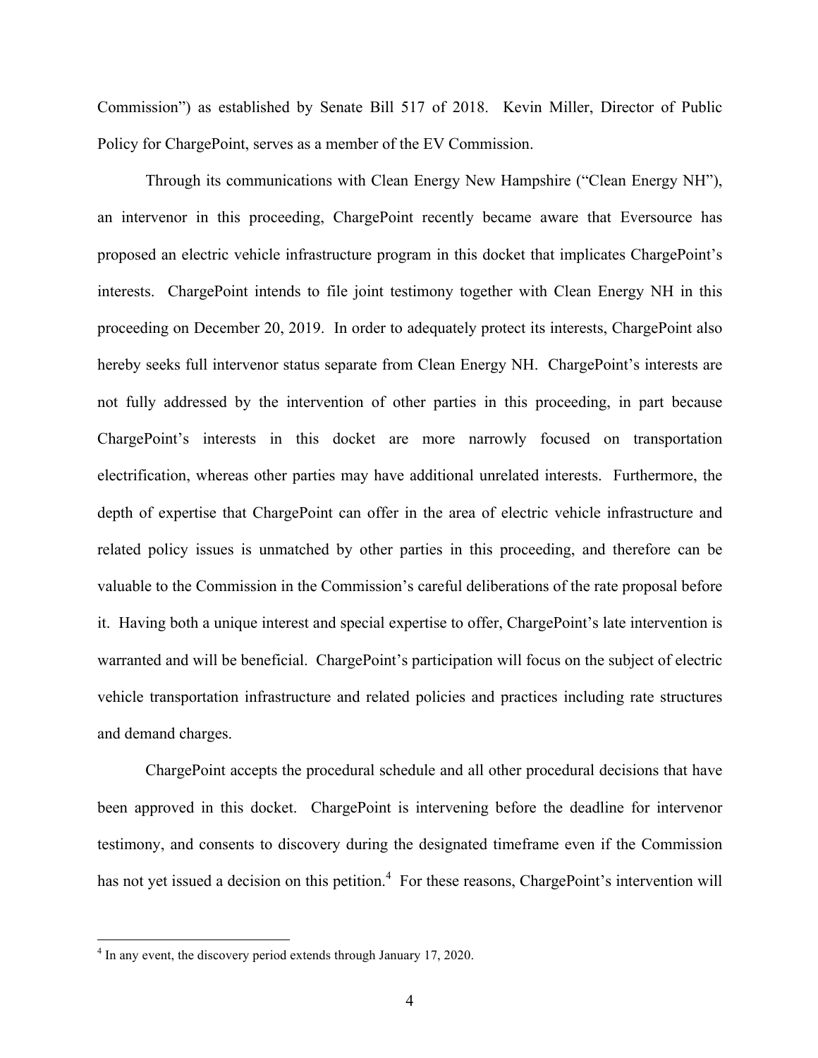Commission") as established by Senate Bill 517 of 2018. Kevin Miller, Director of Public Policy for ChargePoint, serves as a member of the EV Commission.

Through its communications with Clean Energy New Hampshire ("Clean Energy NH"), an intervenor in this proceeding, ChargePoint recently became aware that Eversource has proposed an electric vehicle infrastructure program in this docket that implicates ChargePoint's interests. ChargePoint intends to file joint testimony together with Clean Energy NH in this proceeding on December 20, 2019. In order to adequately protect its interests, ChargePoint also hereby seeks full intervenor status separate from Clean Energy NH. ChargePoint's interests are not fully addressed by the intervention of other parties in this proceeding, in part because ChargePoint's interests in this docket are more narrowly focused on transportation electrification, whereas other parties may have additional unrelated interests. Furthermore, the depth of expertise that ChargePoint can offer in the area of electric vehicle infrastructure and related policy issues is unmatched by other parties in this proceeding, and therefore can be valuable to the Commission in the Commission's careful deliberations of the rate proposal before it. Having both a unique interest and special expertise to offer, ChargePoint's late intervention is warranted and will be beneficial. ChargePoint's participation will focus on the subject of electric vehicle transportation infrastructure and related policies and practices including rate structures and demand charges.

ChargePoint accepts the procedural schedule and all other procedural decisions that have been approved in this docket. ChargePoint is intervening before the deadline for intervenor testimony, and consents to discovery during the designated timeframe even if the Commission has not yet issued a decision on this petition.[4] For these reasons, ChargePoint's intervention will

---

[4] In any event, the discovery period extends through January 17, 2020.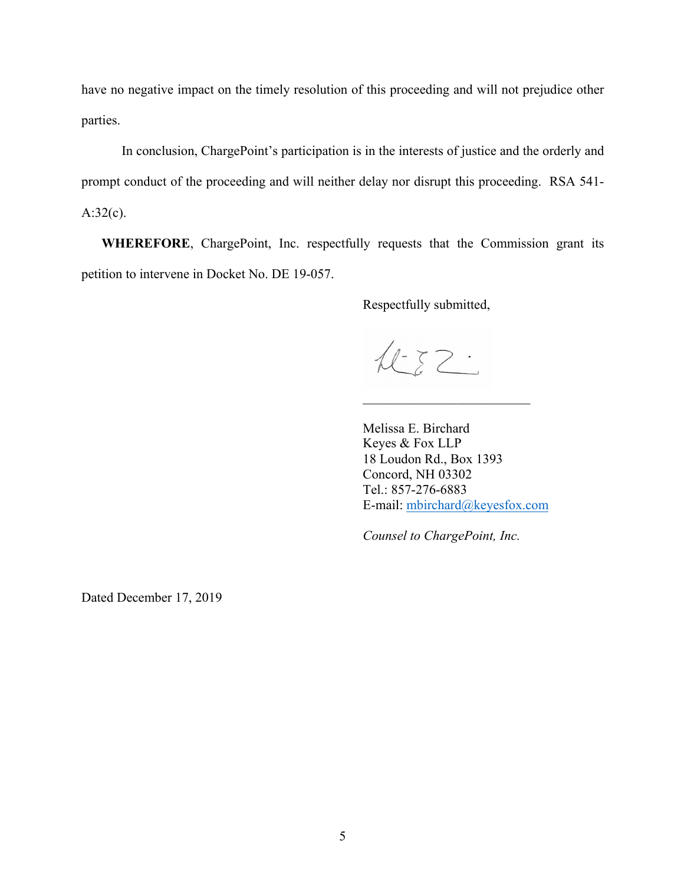have no negative impact on the timely resolution of this proceeding and will not prejudice other parties.

In conclusion, ChargePoint's participation is in the interests of justice and the orderly and prompt conduct of the proceeding and will neither delay nor disrupt this proceeding. RSA 541-A:32(c).

**WHEREFORE**, ChargePoint, Inc. respectfully requests that the Commission grant its petition to intervene in Docket No. DE 19-057.

Respectfully submitted,

\_\_\_\_\_\_\_\_\_\_\_\_\_\_\_\_\_\_\_\_\_\_\_\_\_\_

Melissa E. Birchard
Keyes & Fox LLP
18 Loudon Rd., Box 1393
Concord, NH 03302
Tel.: 857-276-6883
E-mail: mbirchard@keyesfox.com

*Counsel to ChargePoint, Inc.*

Dated December 17, 2019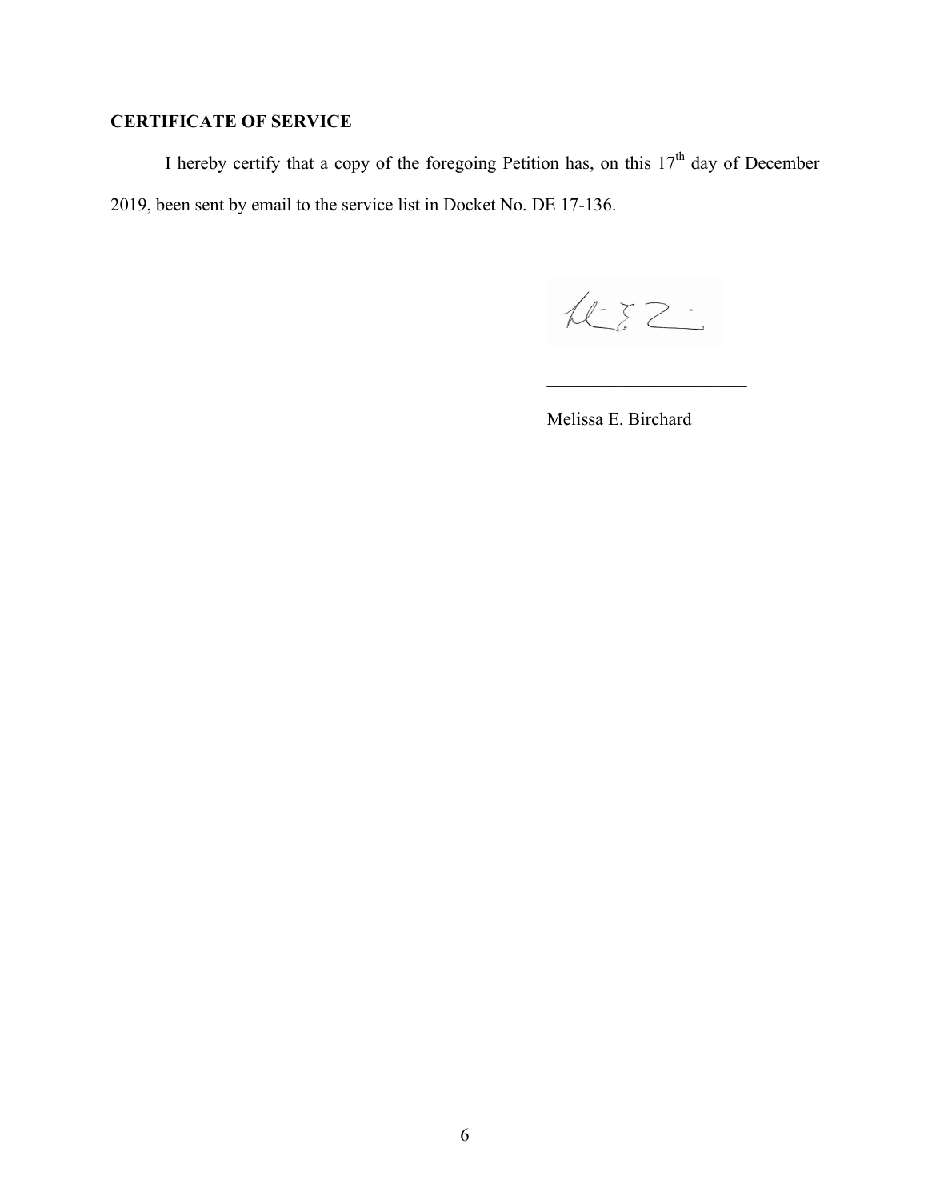**CERTIFICATE OF SERVICE**

I hereby certify that a copy of the foregoing Petition has, on this 17th day of December 2019, been sent by email to the service list in Docket No. DE 17-136.

______________________

Melissa E. Birchard